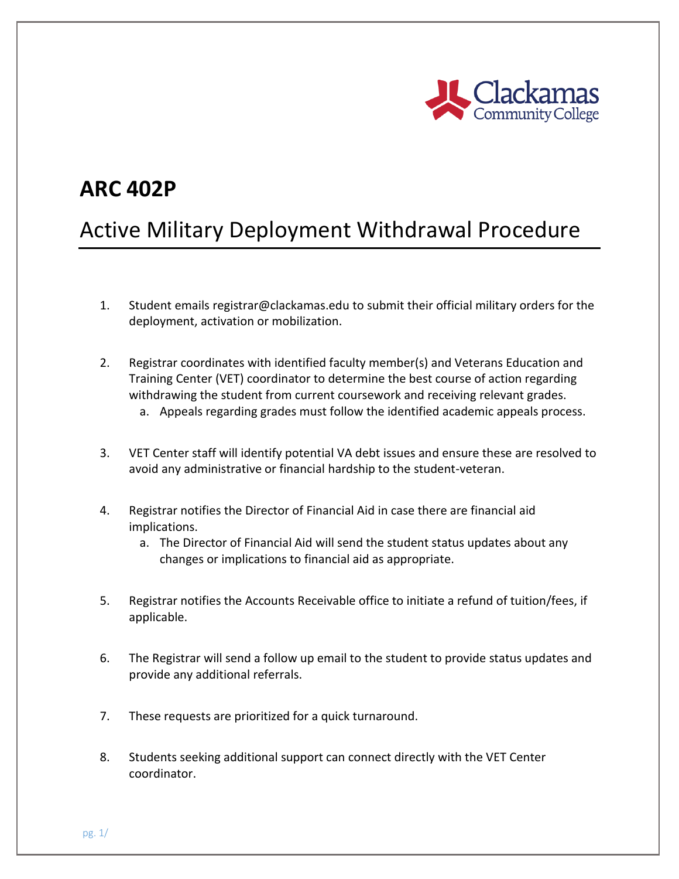# ARC 402P

## Active Military Deployment Withdrawal Procedure

1. Student emails registrar@clackamas.edu to submit their official military orders for the deployment, activation or mobilization.

2. Registrar coordinates with identified faculty member(s) and Veterans Education and Training Center (VET) coordinator to determine the best course of action regarding withdrawing the student from current coursework and receiving relevant grades.
   a. Appeals regarding grades must follow the identified academic appeals process.

3. VET Center staff will identify potential VA debt issues and ensure these are resolved to avoid any administrative or financial hardship to the student-veteran.

4. Registrar notifies the Director of Financial Aid in case there are financial aid implications.
   a. The Director of Financial Aid will send the student status updates about any changes or implications to financial aid as appropriate.

5. Registrar notifies the Accounts Receivable office to initiate a refund of tuition/fees, if applicable.

6. The Registrar will send a follow up email to the student to provide status updates and provide any additional referrals.

7. These requests are prioritized for a quick turnaround.

8. Students seeking additional support can connect directly with the VET Center coordinator.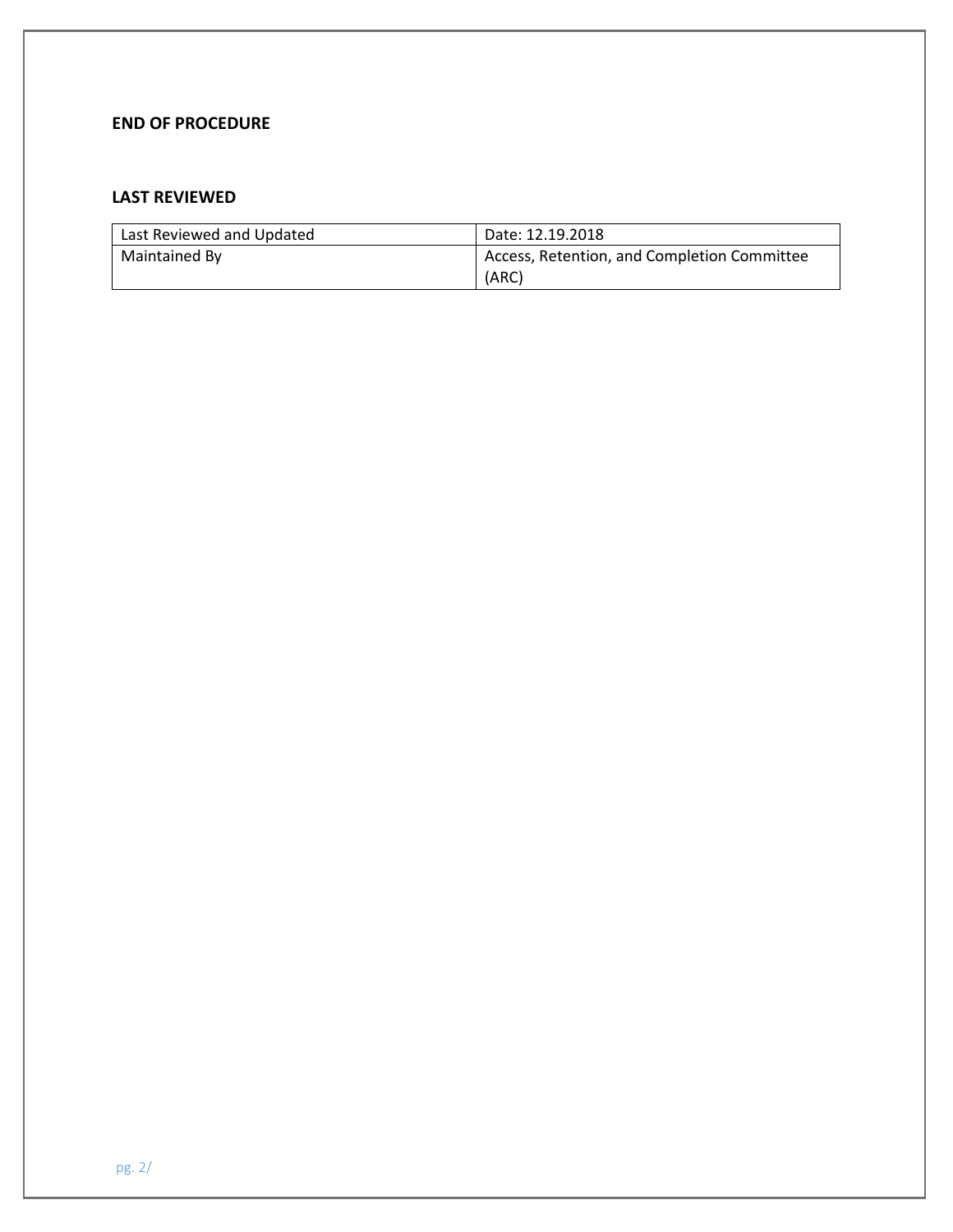**END OF PROCEDURE**

**LAST REVIEWED**

| | |
|---|---|
| Last Reviewed and Updated | Date: 12.19.2018 |
| Maintained By | Access, Retention, and Completion Committee (ARC) |